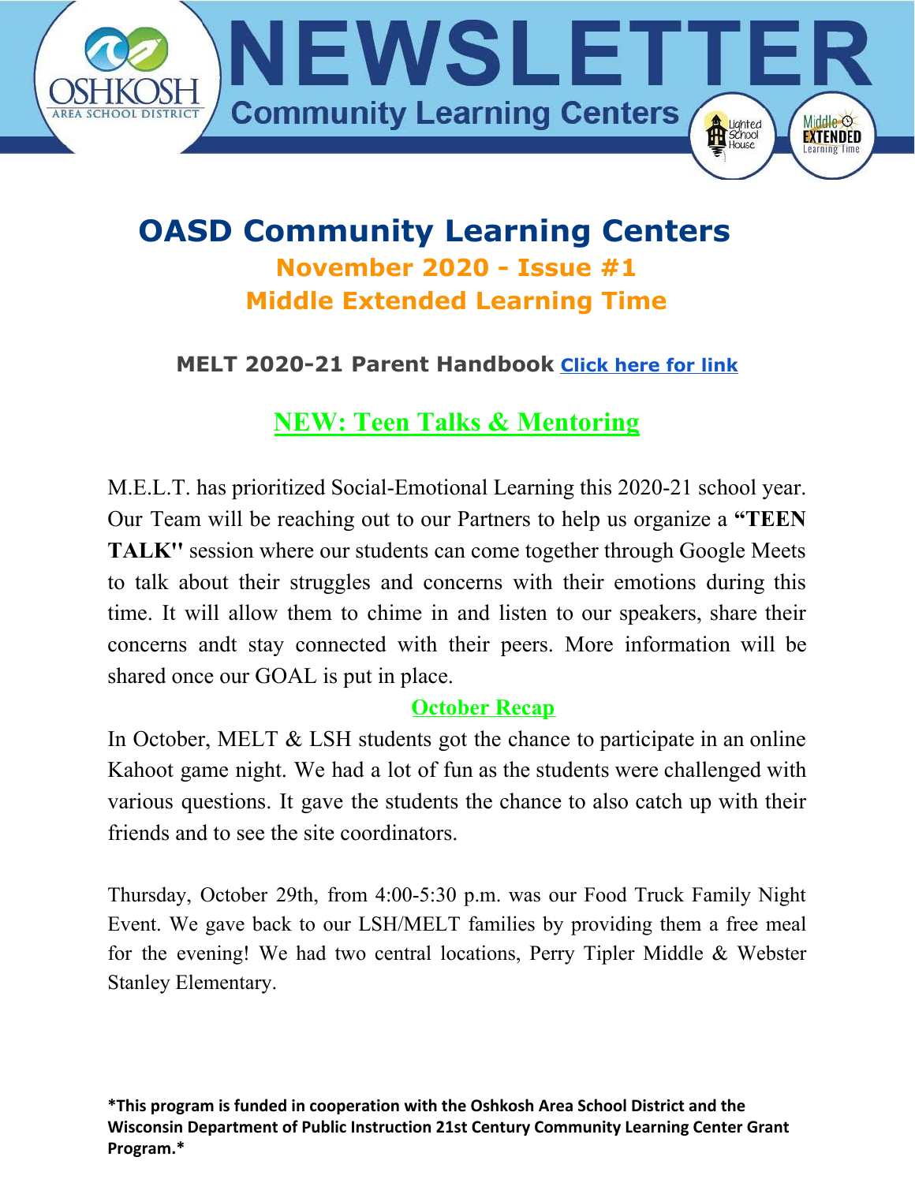# NEWSLETTER

**Community Learning Centers**

## OASD Community Learning Centers

### November 2020 - Issue #1

### Middle Extended Learning Time

**MELT 2020-21 Parent Handbook** [Click here for link]

## NEW: Teen Talks & Mentoring

M.E.L.T. has prioritized Social-Emotional Learning this 2020-21 school year. Our Team will be reaching out to our Partners to help us organize a **"TEEN TALK"** session where our students can come together through Google Meets to talk about their struggles and concerns with their emotions during this time. It will allow them to chime in and listen to our speakers, share their concerns andt stay connected with their peers. More information will be shared once our GOAL is put in place.

## October Recap

In October, MELT & LSH students got the chance to participate in an online Kahoot game night. We had a lot of fun as the students were challenged with various questions. It gave the students the chance to also catch up with their friends and to see the site coordinators.

Thursday, October 29th, from 4:00-5:30 p.m. was our Food Truck Family Night Event. We gave back to our LSH/MELT families by providing them a free meal for the evening! We had two central locations, Perry Tipler Middle & Webster Stanley Elementary.

**\*This program is funded in cooperation with the Oshkosh Area School District and the Wisconsin Department of Public Instruction 21st Century Community Learning Center Grant Program.\***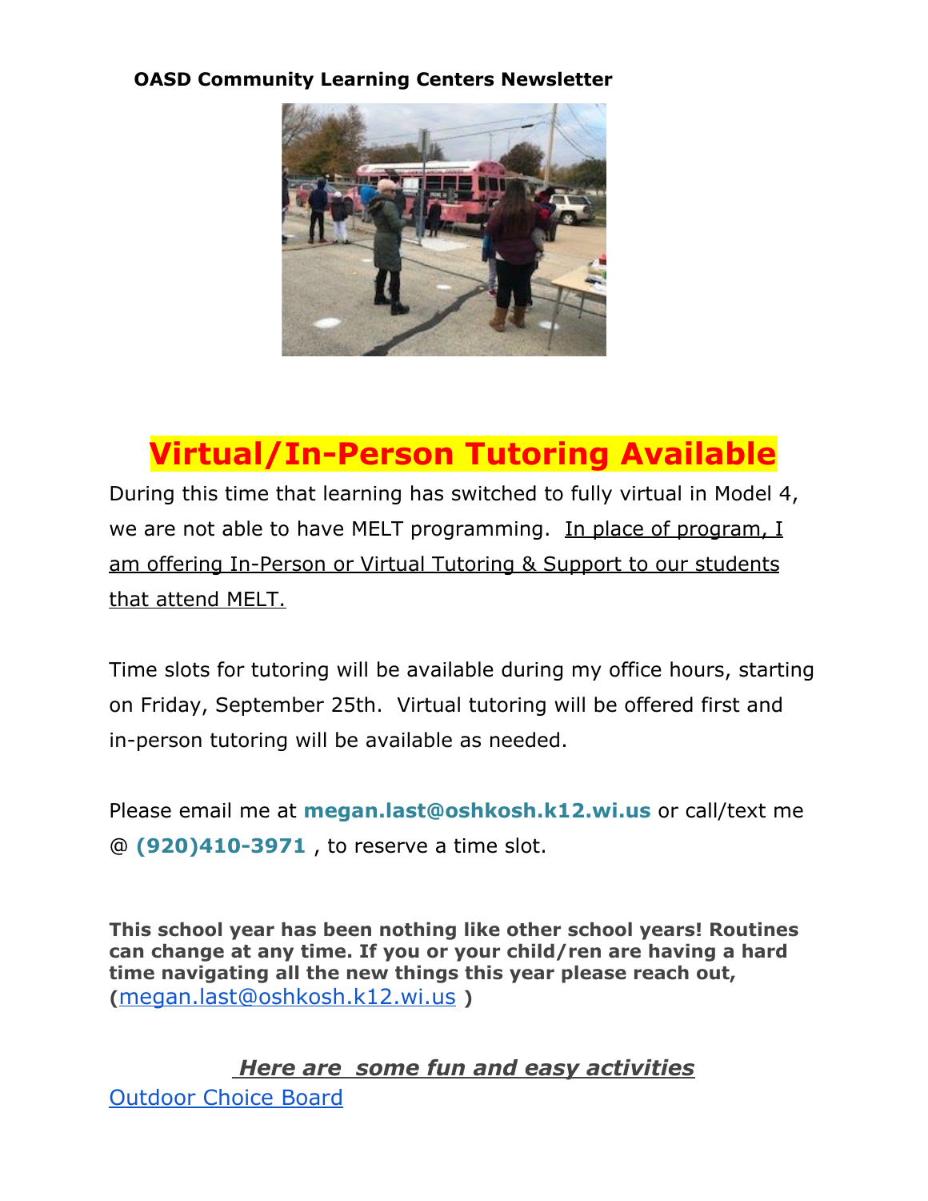**OASD Community Learning Centers Newsletter**

# Virtual/In-Person Tutoring Available

During this time that learning has switched to fully virtual in Model 4, we are not able to have MELT programming. In place of program, I am offering In-Person or Virtual Tutoring & Support to our students that attend MELT.

Time slots for tutoring will be available during my office hours, starting on Friday, September 25th. Virtual tutoring will be offered first and in-person tutoring will be available as needed.

Please email me at **megan.last@oshkosh.k12.wi.us** or call/text me @ **(920)410-3971** , to reserve a time slot.

**This school year has been nothing like other school years! Routines can change at any time. If you or your child/ren are having a hard time navigating all the new things this year please reach out, (**megan.last@oshkosh.k12.wi.us **)**

***Here are some fun and easy activities***

Outdoor Choice Board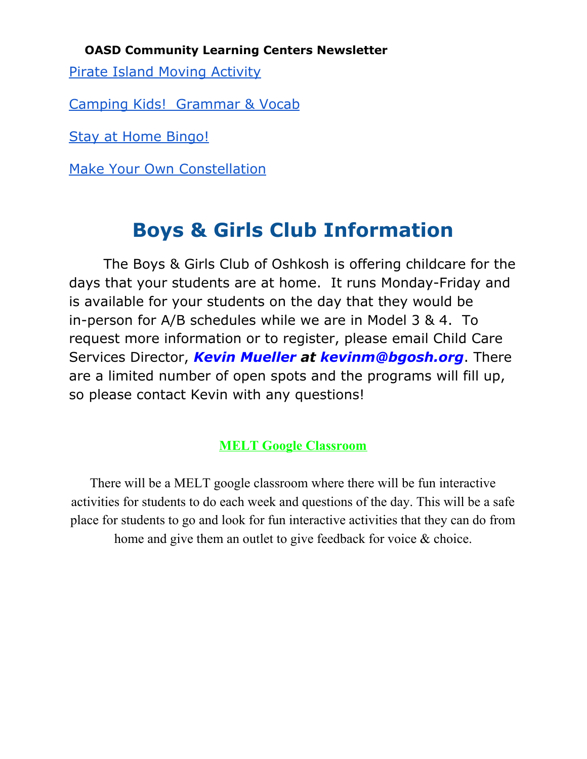**OASD Community Learning Centers Newsletter**

Pirate Island Moving Activity

Camping Kids! Grammar & Vocab

Stay at Home Bingo!

Make Your Own Constellation

# Boys & Girls Club Information

The Boys & Girls Club of Oshkosh is offering childcare for the days that your students are at home. It runs Monday-Friday and is available for your students on the day that they would be in-person for A/B schedules while we are in Model 3 & 4. To request more information or to register, please email Child Care Services Director, ***Kevin Mueller at kevinm@bgosh.org***. There are a limited number of open spots and the programs will fill up, so please contact Kevin with any questions!

## MELT Google Classroom

There will be a MELT google classroom where there will be fun interactive activities for students to do each week and questions of the day. This will be a safe place for students to go and look for fun interactive activities that they can do from home and give them an outlet to give feedback for voice & choice.